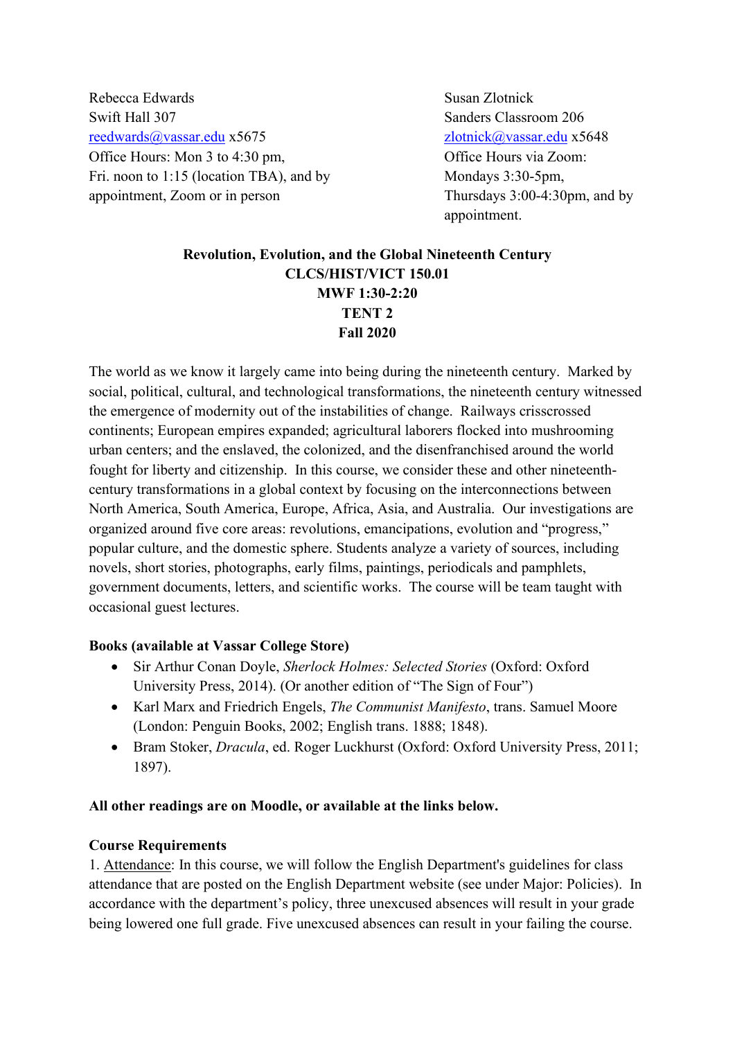Rebecca Edwards
Swift Hall 307
reedwards@vassar.edu x5675
Office Hours: Mon 3 to 4:30 pm,
Fri. noon to 1:15 (location TBA), and by appointment, Zoom or in person

Susan Zlotnick
Sanders Classroom 206
zlotnick@vassar.edu x5648
Office Hours via Zoom:
Mondays 3:30-5pm,
Thursdays 3:00-4:30pm, and by appointment.

**Revolution, Evolution, and the Global Nineteenth Century**
**CLCS/HIST/VICT 150.01**
**MWF 1:30-2:20**
**TENT 2**
**Fall 2020**

The world as we know it largely came into being during the nineteenth century. Marked by social, political, cultural, and technological transformations, the nineteenth century witnessed the emergence of modernity out of the instabilities of change. Railways crisscrossed continents; European empires expanded; agricultural laborers flocked into mushrooming urban centers; and the enslaved, the colonized, and the disenfranchised around the world fought for liberty and citizenship. In this course, we consider these and other nineteenth-century transformations in a global context by focusing on the interconnections between North America, South America, Europe, Africa, Asia, and Australia. Our investigations are organized around five core areas: revolutions, emancipations, evolution and "progress," popular culture, and the domestic sphere. Students analyze a variety of sources, including novels, short stories, photographs, early films, paintings, periodicals and pamphlets, government documents, letters, and scientific works. The course will be team taught with occasional guest lectures.

**Books (available at Vassar College Store)**

- Sir Arthur Conan Doyle, *Sherlock Holmes: Selected Stories* (Oxford: Oxford University Press, 2014). (Or another edition of "The Sign of Four")
- Karl Marx and Friedrich Engels, *The Communist Manifesto*, trans. Samuel Moore (London: Penguin Books, 2002; English trans. 1888; 1848).
- Bram Stoker, *Dracula*, ed. Roger Luckhurst (Oxford: Oxford University Press, 2011; 1897).

**All other readings are on Moodle, or available at the links below.**

**Course Requirements**

1. Attendance: In this course, we will follow the English Department's guidelines for class attendance that are posted on the English Department website (see under Major: Policies). In accordance with the department's policy, three unexcused absences will result in your grade being lowered one full grade. Five unexcused absences can result in your failing the course.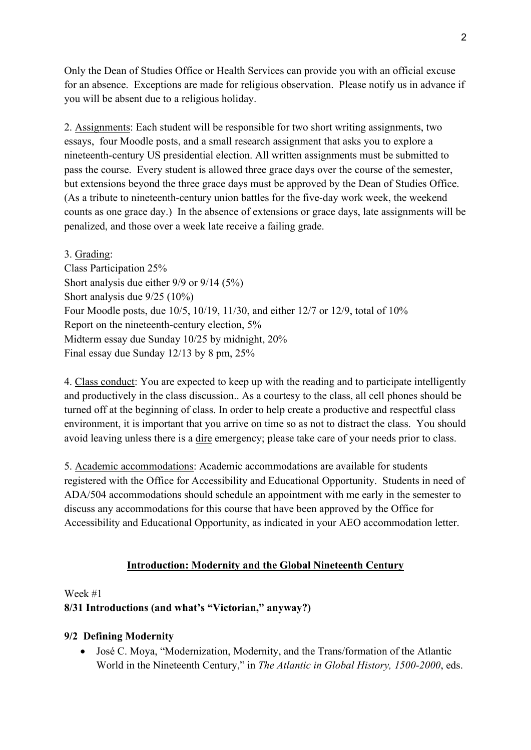Only the Dean of Studies Office or Health Services can provide you with an official excuse for an absence. Exceptions are made for religious observation. Please notify us in advance if you will be absent due to a religious holiday.

2. Assignments: Each student will be responsible for two short writing assignments, two essays, four Moodle posts, and a small research assignment that asks you to explore a nineteenth-century US presidential election. All written assignments must be submitted to pass the course. Every student is allowed three grace days over the course of the semester, but extensions beyond the three grace days must be approved by the Dean of Studies Office. (As a tribute to nineteenth-century union battles for the five-day work week, the weekend counts as one grace day.) In the absence of extensions or grace days, late assignments will be penalized, and those over a week late receive a failing grade.

3. Grading:
Class Participation 25%
Short analysis due either 9/9 or 9/14 (5%)
Short analysis due 9/25 (10%)
Four Moodle posts, due 10/5, 10/19, 11/30, and either 12/7 or 12/9, total of 10%
Report on the nineteenth-century election, 5%
Midterm essay due Sunday 10/25 by midnight, 20%
Final essay due Sunday 12/13 by 8 pm, 25%

4. Class conduct: You are expected to keep up with the reading and to participate intelligently and productively in the class discussion.. As a courtesy to the class, all cell phones should be turned off at the beginning of class. In order to help create a productive and respectful class environment, it is important that you arrive on time so as not to distract the class. You should avoid leaving unless there is a dire emergency; please take care of your needs prior to class.

5. Academic accommodations: Academic accommodations are available for students registered with the Office for Accessibility and Educational Opportunity. Students in need of ADA/504 accommodations should schedule an appointment with me early in the semester to discuss any accommodations for this course that have been approved by the Office for Accessibility and Educational Opportunity, as indicated in your AEO accommodation letter.

## Introduction: Modernity and the Global Nineteenth Century

Week #1

**8/31 Introductions (and what's "Victorian," anyway?)**

**9/2 Defining Modernity**

- José C. Moya, "Modernization, Modernity, and the Trans/formation of the Atlantic World in the Nineteenth Century," in *The Atlantic in Global History, 1500-2000*, eds.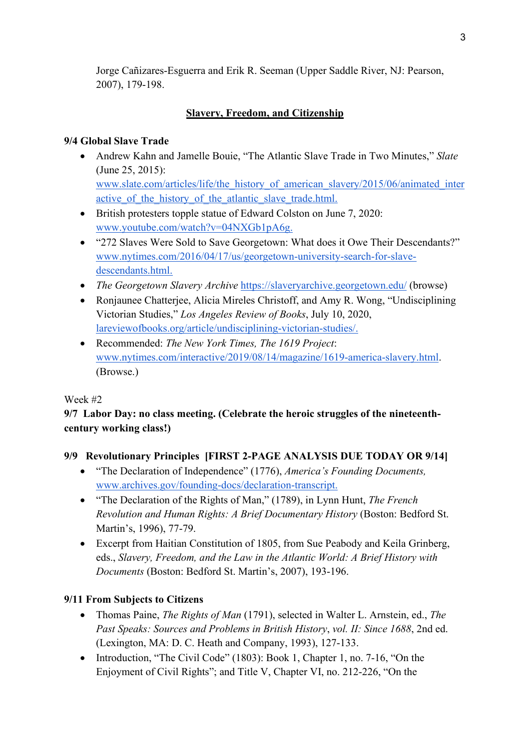Jorge Cañizares-Esguerra and Erik R. Seeman (Upper Saddle River, NJ: Pearson, 2007), 179-198.

## Slavery, Freedom, and Citizenship

**9/4 Global Slave Trade**

- Andrew Kahn and Jamelle Bouie, "The Atlantic Slave Trade in Two Minutes," *Slate* (June 25, 2015): www.slate.com/articles/life/the_history_of_american_slavery/2015/06/animated_interactive_of_the_history_of_the_atlantic_slave_trade.html.
- British protesters topple statue of Edward Colston on June 7, 2020: www.youtube.com/watch?v=04NXGb1pA6g.
- "272 Slaves Were Sold to Save Georgetown: What does it Owe Their Descendants?" www.nytimes.com/2016/04/17/us/georgetown-university-search-for-slave-descendants.html.
- *The Georgetown Slavery Archive* https://slaveryarchive.georgetown.edu/ (browse)
- Ronjaunee Chatterjee, Alicia Mireles Christoff, and Amy R. Wong, "Undisciplining Victorian Studies," *Los Angeles Review of Books*, July 10, 2020, lareviewofbooks.org/article/undisciplining-victorian-studies/.
- Recommended: *The New York Times, The 1619 Project*: www.nytimes.com/interactive/2019/08/14/magazine/1619-america-slavery.html. (Browse.)

Week #2

**9/7 Labor Day: no class meeting. (Celebrate the heroic struggles of the nineteenth-century working class!)**

**9/9 Revolutionary Principles [FIRST 2-PAGE ANALYSIS DUE TODAY OR 9/14]**

- "The Declaration of Independence" (1776), *America's Founding Documents,* www.archives.gov/founding-docs/declaration-transcript.
- "The Declaration of the Rights of Man," (1789), in Lynn Hunt, *The French Revolution and Human Rights: A Brief Documentary History* (Boston: Bedford St. Martin's, 1996), 77-79.
- Excerpt from Haitian Constitution of 1805, from Sue Peabody and Keila Grinberg, eds., *Slavery, Freedom, and the Law in the Atlantic World: A Brief History with Documents* (Boston: Bedford St. Martin's, 2007), 193-196.

**9/11 From Subjects to Citizens**

- Thomas Paine, *The Rights of Man* (1791), selected in Walter L. Arnstein, ed., *The Past Speaks: Sources and Problems in British History*, *vol. II: Since 1688*, 2nd ed. (Lexington, MA: D. C. Heath and Company, 1993), 127-133.
- Introduction, "The Civil Code" (1803): Book 1, Chapter 1, no. 7-16, "On the Enjoyment of Civil Rights"; and Title V, Chapter VI, no. 212-226, "On the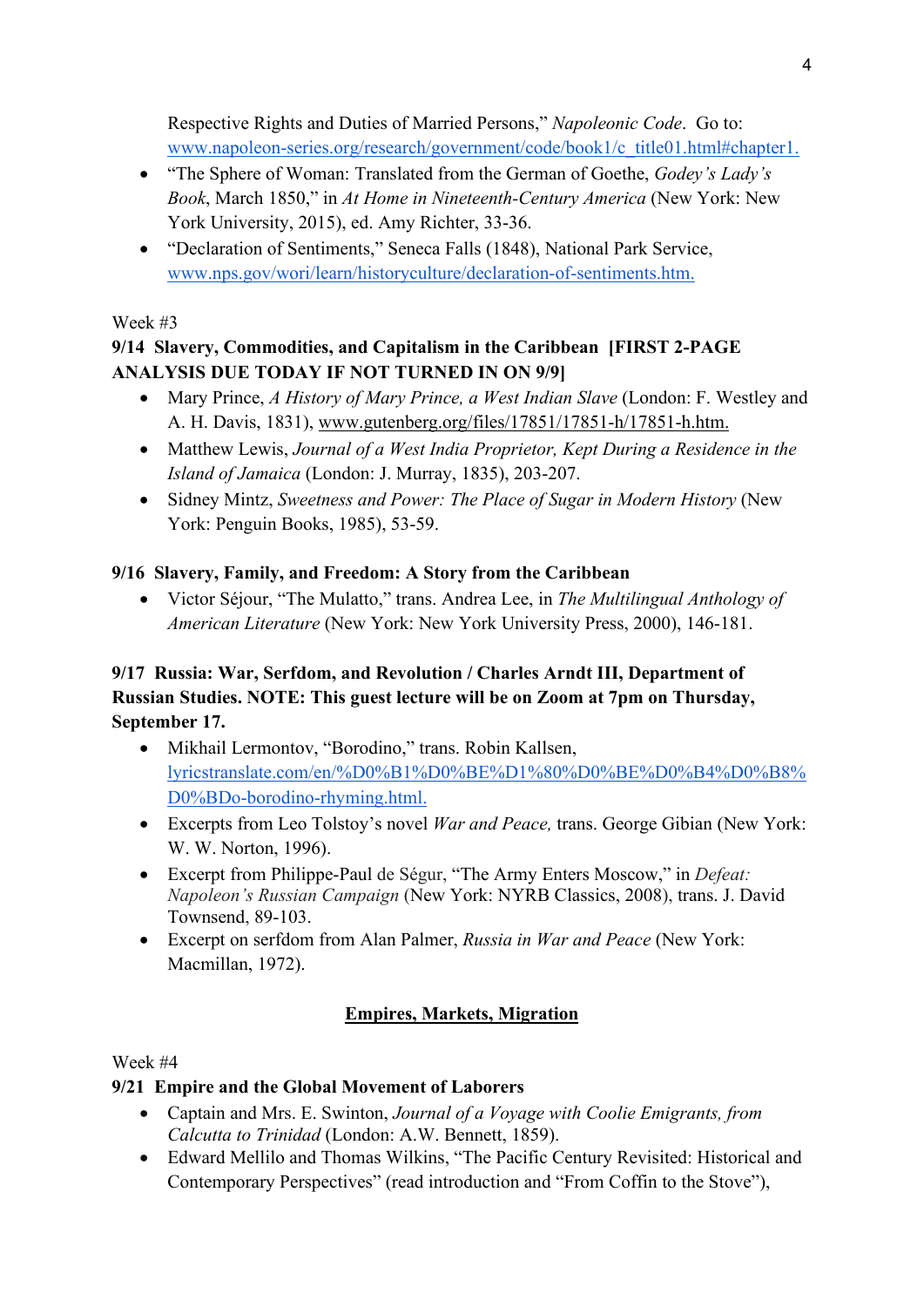Respective Rights and Duties of Married Persons," *Napoleonic Code*. Go to: www.napoleon-series.org/research/government/code/book1/c_title01.html#chapter1.

- "The Sphere of Woman: Translated from the German of Goethe, *Godey's Lady's Book*, March 1850," in *At Home in Nineteenth-Century America* (New York: New York University, 2015), ed. Amy Richter, 33-36.
- "Declaration of Sentiments," Seneca Falls (1848), National Park Service, www.nps.gov/wori/learn/historyculture/declaration-of-sentiments.htm.

Week #3

**9/14 Slavery, Commodities, and Capitalism in the Caribbean [FIRST 2-PAGE ANALYSIS DUE TODAY IF NOT TURNED IN ON 9/9]**

- Mary Prince, *A History of Mary Prince, a West Indian Slave* (London: F. Westley and A. H. Davis, 1831), www.gutenberg.org/files/17851/17851-h/17851-h.htm.
- Matthew Lewis, *Journal of a West India Proprietor, Kept During a Residence in the Island of Jamaica* (London: J. Murray, 1835), 203-207.
- Sidney Mintz, *Sweetness and Power: The Place of Sugar in Modern History* (New York: Penguin Books, 1985), 53-59.

**9/16 Slavery, Family, and Freedom: A Story from the Caribbean**

- Victor Séjour, "The Mulatto," trans. Andrea Lee, in *The Multilingual Anthology of American Literature* (New York: New York University Press, 2000), 146-181.

**9/17 Russia: War, Serfdom, and Revolution / Charles Arndt III, Department of Russian Studies. NOTE: This guest lecture will be on Zoom at 7pm on Thursday, September 17.**

- Mikhail Lermontov, "Borodino," trans. Robin Kallsen, lyricstranslate.com/en/%D0%B1%D0%BE%D1%80%D0%BE%D0%B4%D0%B8%D0%BDo-borodino-rhyming.html.
- Excerpts from Leo Tolstoy's novel *War and Peace,* trans. George Gibian (New York: W. W. Norton, 1996).
- Excerpt from Philippe-Paul de Ségur, "The Army Enters Moscow," in *Defeat: Napoleon's Russian Campaign* (New York: NYRB Classics, 2008), trans. J. David Townsend, 89-103.
- Excerpt on serfdom from Alan Palmer, *Russia in War and Peace* (New York: Macmillan, 1972).

## Empires, Markets, Migration

Week #4

**9/21 Empire and the Global Movement of Laborers**

- Captain and Mrs. E. Swinton, *Journal of a Voyage with Coolie Emigrants, from Calcutta to Trinidad* (London: A.W. Bennett, 1859).
- Edward Mellilo and Thomas Wilkins, "The Pacific Century Revisited: Historical and Contemporary Perspectives" (read introduction and "From Coffin to the Stove"),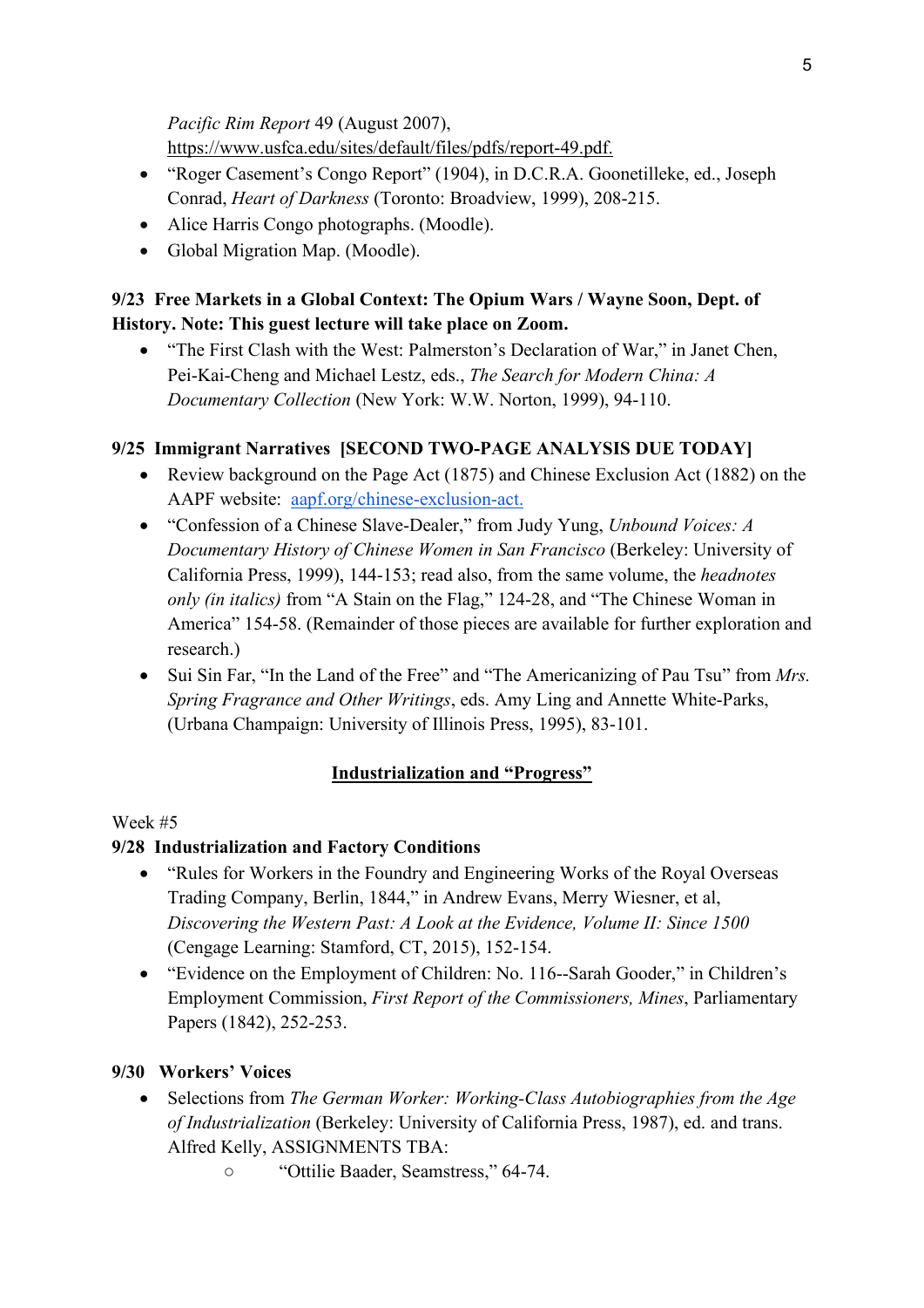*Pacific Rim Report* 49 (August 2007), https://www.usfca.edu/sites/default/files/pdfs/report-49.pdf.

- "Roger Casement's Congo Report" (1904), in D.C.R.A. Goonetilleke, ed., Joseph Conrad, *Heart of Darkness* (Toronto: Broadview, 1999), 208-215.
- Alice Harris Congo photographs. (Moodle).
- Global Migration Map. (Moodle).

**9/23 Free Markets in a Global Context: The Opium Wars / Wayne Soon, Dept. of History. Note: This guest lecture will take place on Zoom.**

- "The First Clash with the West: Palmerston's Declaration of War," in Janet Chen, Pei-Kai-Cheng and Michael Lestz, eds., *The Search for Modern China: A Documentary Collection* (New York: W.W. Norton, 1999), 94-110.

**9/25 Immigrant Narratives [SECOND TWO-PAGE ANALYSIS DUE TODAY]**

- Review background on the Page Act (1875) and Chinese Exclusion Act (1882) on the AAPF website: [aapf.org/chinese-exclusion-act.](aapf.org/chinese-exclusion-act)
- "Confession of a Chinese Slave-Dealer," from Judy Yung, *Unbound Voices: A Documentary History of Chinese Women in San Francisco* (Berkeley: University of California Press, 1999), 144-153; read also, from the same volume, the *headnotes only (in italics)* from "A Stain on the Flag," 124-28, and "The Chinese Woman in America" 154-58. (Remainder of those pieces are available for further exploration and research.)
- Sui Sin Far, "In the Land of the Free" and "The Americanizing of Pau Tsu" from *Mrs. Spring Fragrance and Other Writings*, eds. Amy Ling and Annette White-Parks, (Urbana Champaign: University of Illinois Press, 1995), 83-101.

## Industrialization and "Progress"

Week #5

**9/28 Industrialization and Factory Conditions**

- "Rules for Workers in the Foundry and Engineering Works of the Royal Overseas Trading Company, Berlin, 1844," in Andrew Evans, Merry Wiesner, et al, *Discovering the Western Past: A Look at the Evidence, Volume II: Since 1500* (Cengage Learning: Stamford, CT, 2015), 152-154.
- "Evidence on the Employment of Children: No. 116--Sarah Gooder," in Children's Employment Commission, *First Report of the Commissioners, Mines*, Parliamentary Papers (1842), 252-253.

**9/30 Workers' Voices**

- Selections from *The German Worker: Working-Class Autobiographies from the Age of Industrialization* (Berkeley: University of California Press, 1987), ed. and trans. Alfred Kelly, ASSIGNMENTS TBA:
    - "Ottilie Baader, Seamstress," 64-74.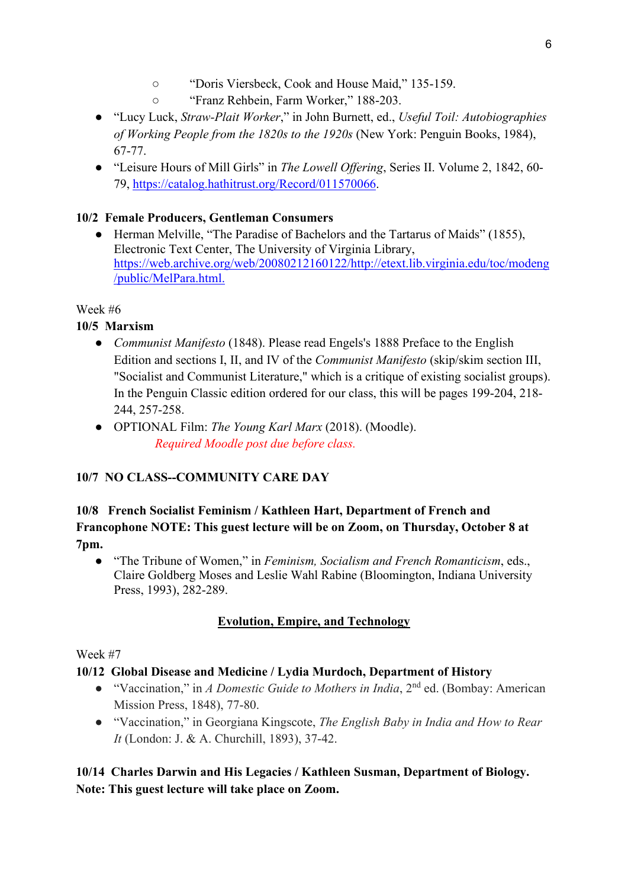- "Doris Viersbeck, Cook and House Maid," 135-159.
    - "Franz Rehbein, Farm Worker," 188-203.
- "Lucy Luck, *Straw-Plait Worker*," in John Burnett, ed., *Useful Toil: Autobiographies of Working People from the 1820s to the 1920s* (New York: Penguin Books, 1984), 67-77.
- "Leisure Hours of Mill Girls" in *The Lowell Offering*, Series II. Volume 2, 1842, 60-79, https://catalog.hathitrust.org/Record/011570066.

**10/2 Female Producers, Gentleman Consumers**

- Herman Melville, "The Paradise of Bachelors and the Tartarus of Maids" (1855), Electronic Text Center, The University of Virginia Library, https://web.archive.org/web/20080212160122/http://etext.lib.virginia.edu/toc/modeng/public/MelPara.html.

Week #6

**10/5 Marxism**

- *Communist Manifesto* (1848). Please read Engels's 1888 Preface to the English Edition and sections I, II, and IV of the *Communist Manifesto* (skip/skim section III, "Socialist and Communist Literature," which is a critique of existing socialist groups). In the Penguin Classic edition ordered for our class, this will be pages 199-204, 218-244, 257-258.
- OPTIONAL Film: *The Young Karl Marx* (2018). (Moodle).

  *Required Moodle post due before class.*

**10/7 NO CLASS--COMMUNITY CARE DAY**

**10/8 French Socialist Feminism / Kathleen Hart, Department of French and Francophone NOTE: This guest lecture will be on Zoom, on Thursday, October 8 at 7pm.**

- "The Tribune of Women," in *Feminism, Socialism and French Romanticism*, eds., Claire Goldberg Moses and Leslie Wahl Rabine (Bloomington, Indiana University Press, 1993), 282-289.

## Evolution, Empire, and Technology

Week #7

**10/12 Global Disease and Medicine / Lydia Murdoch, Department of History**

- "Vaccination," in *A Domestic Guide to Mothers in India*, 2nd ed. (Bombay: American Mission Press, 1848), 77-80.
- "Vaccination," in Georgiana Kingscote, *The English Baby in India and How to Rear It* (London: J. & A. Churchill, 1893), 37-42.

**10/14 Charles Darwin and His Legacies / Kathleen Susman, Department of Biology. Note: This guest lecture will take place on Zoom.**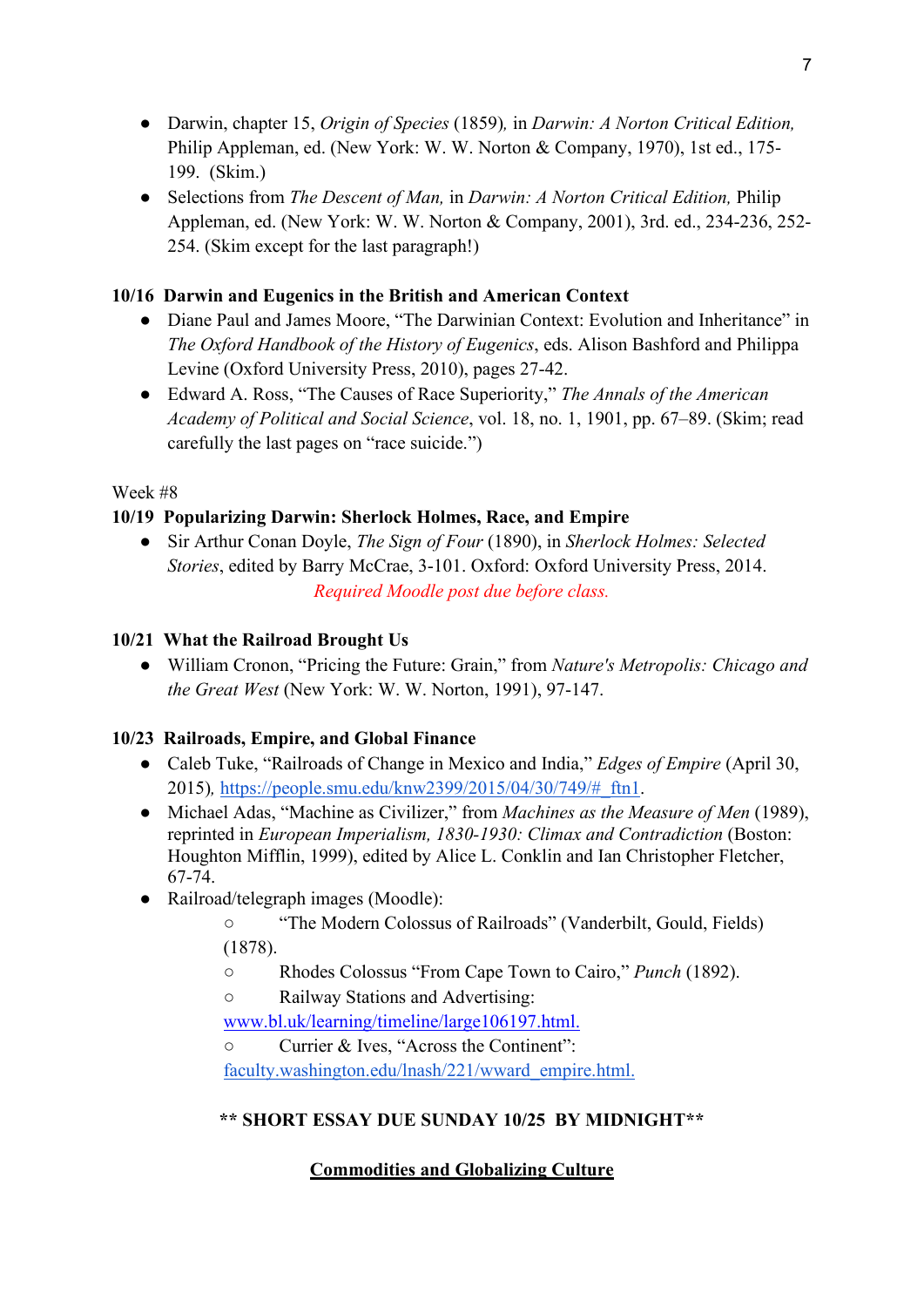- Darwin, chapter 15, *Origin of Species* (1859), in *Darwin: A Norton Critical Edition,* Philip Appleman, ed. (New York: W. W. Norton & Company, 1970), 1st ed., 175-199. (Skim.)
- Selections from *The Descent of Man,* in *Darwin: A Norton Critical Edition,* Philip Appleman, ed. (New York: W. W. Norton & Company, 2001), 3rd. ed., 234-236, 252-254. (Skim except for the last paragraph!)

**10/16 Darwin and Eugenics in the British and American Context**

- Diane Paul and James Moore, "The Darwinian Context: Evolution and Inheritance" in *The Oxford Handbook of the History of Eugenics*, eds. Alison Bashford and Philippa Levine (Oxford University Press, 2010), pages 27-42.
- Edward A. Ross, "The Causes of Race Superiority," *The Annals of the American Academy of Political and Social Science*, vol. 18, no. 1, 1901, pp. 67–89. (Skim; read carefully the last pages on "race suicide.")

Week #8

**10/19 Popularizing Darwin: Sherlock Holmes, Race, and Empire**

- Sir Arthur Conan Doyle, *The Sign of Four* (1890), in *Sherlock Holmes: Selected Stories*, edited by Barry McCrae, 3-101. Oxford: Oxford University Press, 2014.

*Required Moodle post due before class.*

**10/21 What the Railroad Brought Us**

- William Cronon, "Pricing the Future: Grain," from *Nature's Metropolis: Chicago and the Great West* (New York: W. W. Norton, 1991), 97-147.

**10/23 Railroads, Empire, and Global Finance**

- Caleb Tuke, "Railroads of Change in Mexico and India," *Edges of Empire* (April 30, 2015), https://people.smu.edu/knw2399/2015/04/30/749/#_ftn1.
- Michael Adas, "Machine as Civilizer," from *Machines as the Measure of Men* (1989), reprinted in *European Imperialism, 1830-1930: Climax and Contradiction* (Boston: Houghton Mifflin, 1999), edited by Alice L. Conklin and Ian Christopher Fletcher, 67-74.
- Railroad/telegraph images (Moodle):
  - "The Modern Colossus of Railroads" (Vanderbilt, Gould, Fields) (1878).
  - Rhodes Colossus "From Cape Town to Cairo," *Punch* (1892).
  - Railway Stations and Advertising: www.bl.uk/learning/timeline/large106197.html.
  - Currier & Ives, "Across the Continent": faculty.washington.edu/lnash/221/wward_empire.html.

**** SHORT ESSAY DUE SUNDAY 10/25 BY MIDNIGHT****

## Commodities and Globalizing Culture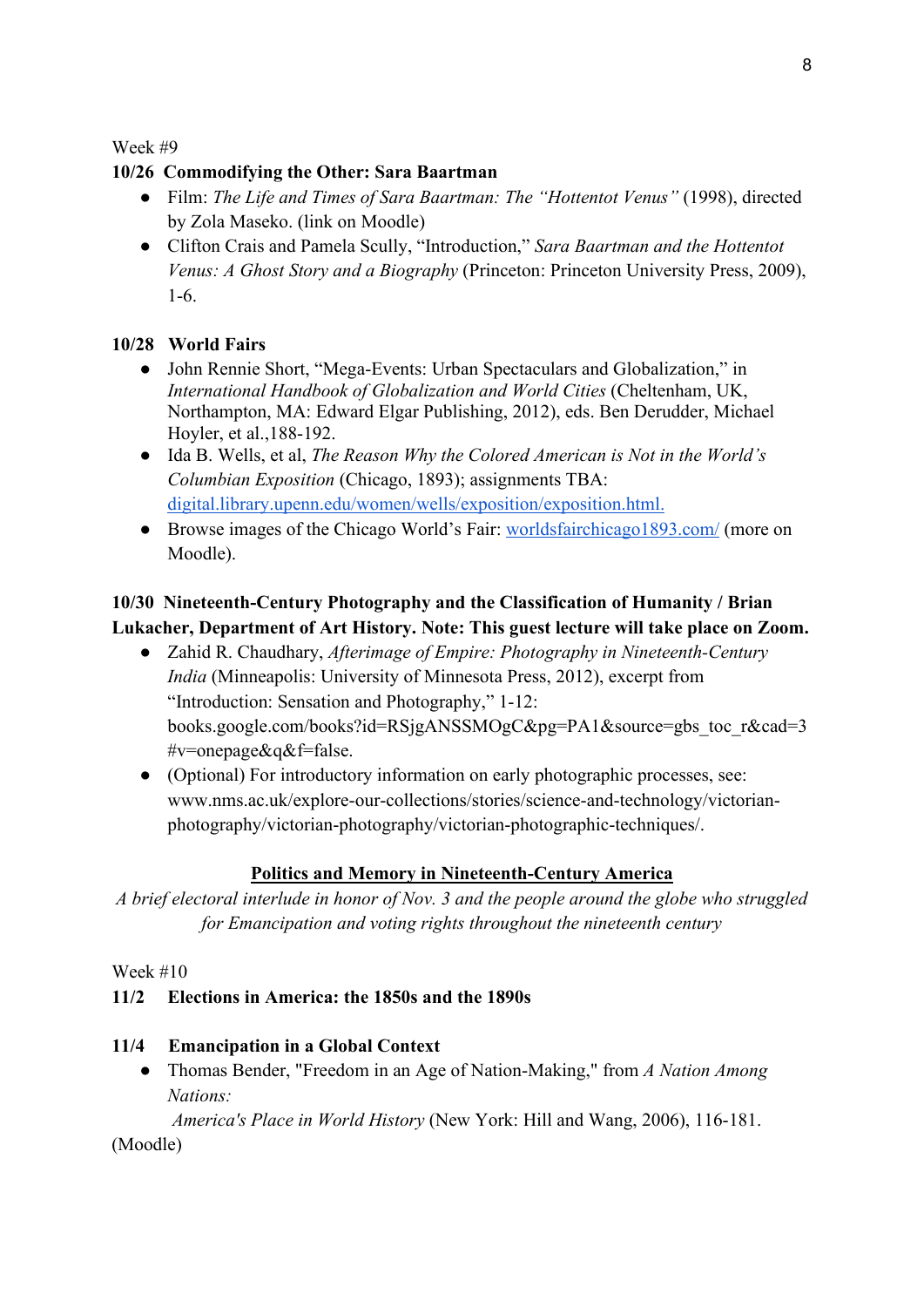Week #9

**10/26 Commodifying the Other: Sara Baartman**

- Film: *The Life and Times of Sara Baartman: The "Hottentot Venus"* (1998), directed by Zola Maseko. (link on Moodle)
- Clifton Crais and Pamela Scully, "Introduction," *Sara Baartman and the Hottentot Venus: A Ghost Story and a Biography* (Princeton: Princeton University Press, 2009), 1-6.

**10/28 World Fairs**

- John Rennie Short, "Mega-Events: Urban Spectaculars and Globalization," in *International Handbook of Globalization and World Cities* (Cheltenham, UK, Northampton, MA: Edward Elgar Publishing, 2012), eds. Ben Derudder, Michael Hoyler, et al.,188-192.
- Ida B. Wells, et al, *The Reason Why the Colored American is Not in the World's Columbian Exposition* (Chicago, 1893); assignments TBA: digital.library.upenn.edu/women/wells/exposition/exposition.html.
- Browse images of the Chicago World's Fair: worldsfairchicago1893.com/ (more on Moodle).

**10/30 Nineteenth-Century Photography and the Classification of Humanity / Brian Lukacher, Department of Art History. Note: This guest lecture will take place on Zoom.**

- Zahid R. Chaudhary, *Afterimage of Empire: Photography in Nineteenth-Century India* (Minneapolis: University of Minnesota Press, 2012), excerpt from "Introduction: Sensation and Photography," 1-12: books.google.com/books?id=RSjgANSSMOgC&pg=PA1&source=gbs_toc_r&cad=3#v=onepage&q&f=false.
- (Optional) For introductory information on early photographic processes, see: www.nms.ac.uk/explore-our-collections/stories/science-and-technology/victorian-photography/victorian-photography/victorian-photographic-techniques/.

**Politics and Memory in Nineteenth-Century America**

*A brief electoral interlude in honor of Nov. 3 and the people around the globe who struggled for Emancipation and voting rights throughout the nineteenth century*

Week #10

**11/2 Elections in America: the 1850s and the 1890s**

**11/4 Emancipation in a Global Context**

- Thomas Bender, "Freedom in an Age of Nation-Making," from *A Nation Among Nations: America's Place in World History* (New York: Hill and Wang, 2006), 116-181. (Moodle)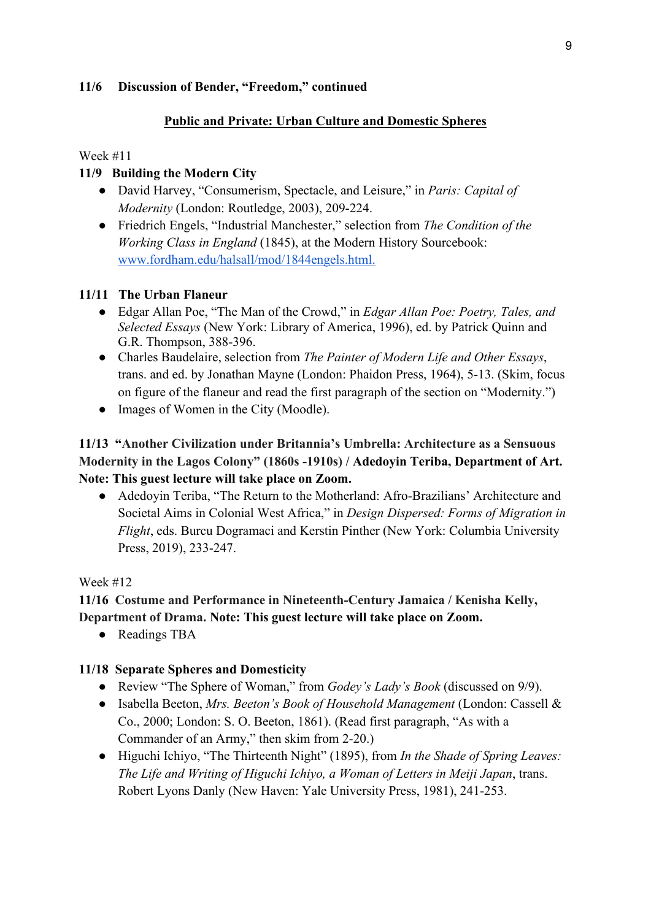**11/6 Discussion of Bender, "Freedom," continued**

## Public and Private: Urban Culture and Domestic Spheres

Week #11

**11/9 Building the Modern City**

- David Harvey, "Consumerism, Spectacle, and Leisure," in *Paris: Capital of Modernity* (London: Routledge, 2003), 209-224.
- Friedrich Engels, "Industrial Manchester," selection from *The Condition of the Working Class in England* (1845), at the Modern History Sourcebook: [www.fordham.edu/halsall/mod/1844engels.html.](www.fordham.edu/halsall/mod/1844engels.html)

**11/11 The Urban Flaneur**

- Edgar Allan Poe, "The Man of the Crowd," in *Edgar Allan Poe: Poetry, Tales, and Selected Essays* (New York: Library of America, 1996), ed. by Patrick Quinn and G.R. Thompson, 388-396.
- Charles Baudelaire, selection from *The Painter of Modern Life and Other Essays*, trans. and ed. by Jonathan Mayne (London: Phaidon Press, 1964), 5-13. (Skim, focus on figure of the flaneur and read the first paragraph of the section on "Modernity.")
- Images of Women in the City (Moodle).

**11/13 "Another Civilization under Britannia's Umbrella: Architecture as a Sensuous Modernity in the Lagos Colony" (1860s -1910s) / Adedoyin Teriba, Department of Art. Note: This guest lecture will take place on Zoom.**

- Adedoyin Teriba, "The Return to the Motherland: Afro-Brazilians' Architecture and Societal Aims in Colonial West Africa," in *Design Dispersed: Forms of Migration in Flight*, eds. Burcu Dogramaci and Kerstin Pinther (New York: Columbia University Press, 2019), 233-247.

Week #12

**11/16 Costume and Performance in Nineteenth-Century Jamaica / Kenisha Kelly, Department of Drama. Note: This guest lecture will take place on Zoom.**

- Readings TBA

**11/18 Separate Spheres and Domesticity**

- Review "The Sphere of Woman," from *Godey's Lady's Book* (discussed on 9/9).
- Isabella Beeton, *Mrs. Beeton's Book of Household Management* (London: Cassell & Co., 2000; London: S. O. Beeton, 1861). (Read first paragraph, "As with a Commander of an Army," then skim from 2-20.)
- Higuchi Ichiyo, "The Thirteenth Night" (1895), from *In the Shade of Spring Leaves: The Life and Writing of Higuchi Ichiyo, a Woman of Letters in Meiji Japan*, trans. Robert Lyons Danly (New Haven: Yale University Press, 1981), 241-253.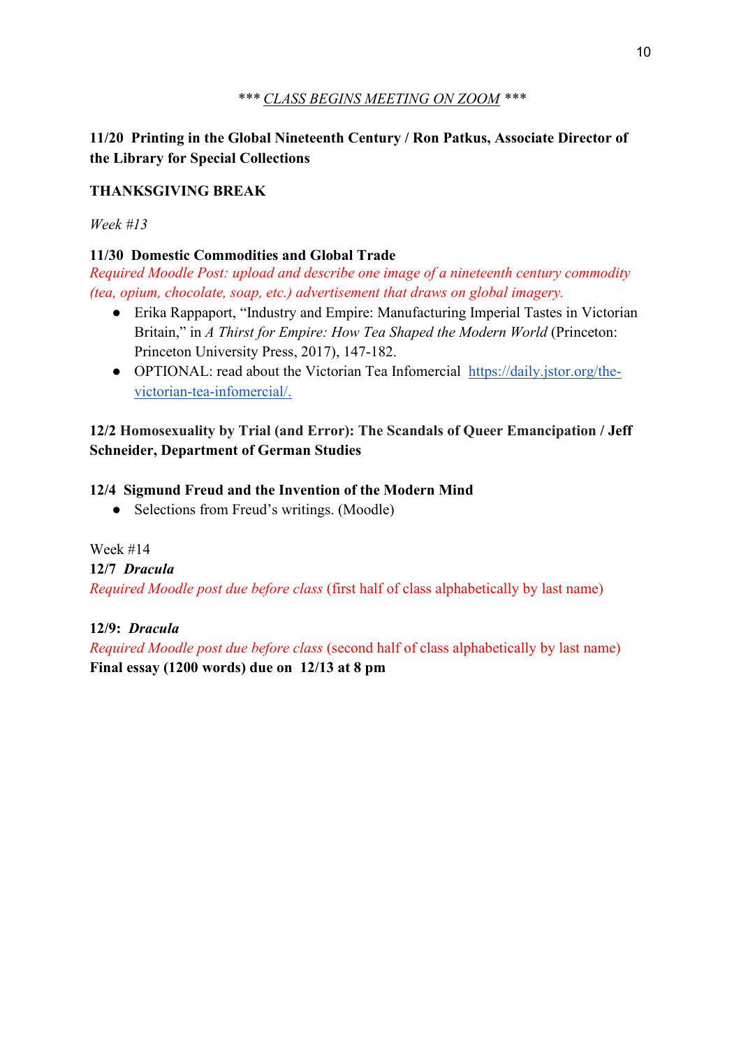\*\*\* *CLASS BEGINS MEETING ON ZOOM* \*\*\*

**11/20 Printing in the Global Nineteenth Century / Ron Patkus, Associate Director of the Library for Special Collections**

**THANKSGIVING BREAK**

*Week #13*

**11/30 Domestic Commodities and Global Trade**

*Required Moodle Post: upload and describe one image of a nineteenth century commodity (tea, opium, chocolate, soap, etc.) advertisement that draws on global imagery.*

- Erika Rappaport, "Industry and Empire: Manufacturing Imperial Tastes in Victorian Britain," in *A Thirst for Empire: How Tea Shaped the Modern World* (Princeton: Princeton University Press, 2017), 147-182.
- OPTIONAL: read about the Victorian Tea Infomercial https://daily.jstor.org/the-victorian-tea-infomercial/.

**12/2 Homosexuality by Trial (and Error): The Scandals of Queer Emancipation / Jeff Schneider, Department of German Studies**

**12/4 Sigmund Freud and the Invention of the Modern Mind**

- Selections from Freud's writings. (Moodle)

Week #14

**12/7 *Dracula***

*Required Moodle post due before class* (first half of class alphabetically by last name)

**12/9: *Dracula***

*Required Moodle post due before class* (second half of class alphabetically by last name)

**Final essay (1200 words) due on 12/13 at 8 pm**